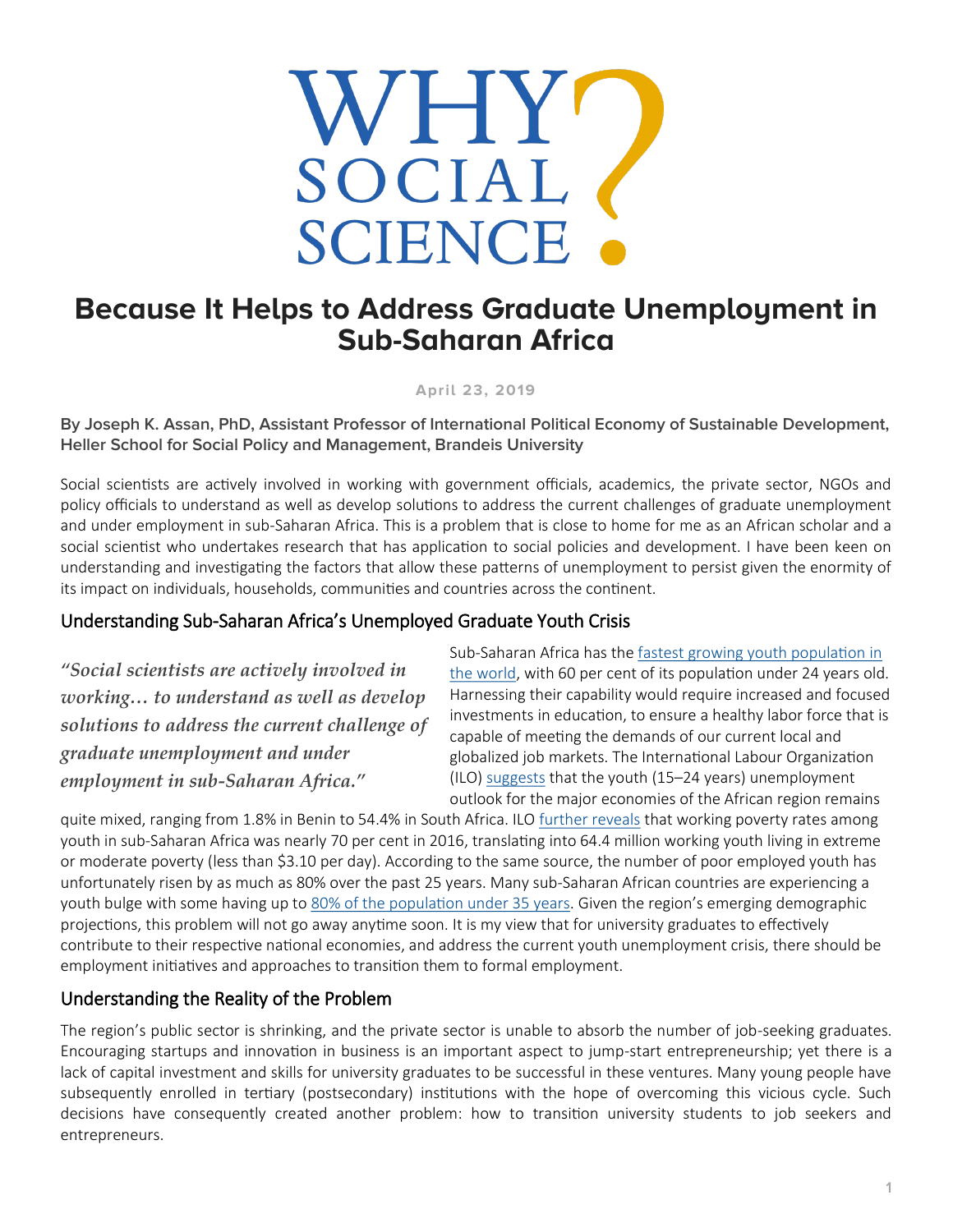# WHY SOCIAL SCIENCE?

# Because It Helps to Address Graduate Unemployment in Sub-Saharan Africa

April 23, 2019

**By Joseph K. Assan, PhD, Assistant Professor of International Political Economy of Sustainable Development, Heller School for Social Policy and Management, Brandeis University**

Social scientists are actively involved in working with government officials, academics, the private sector, NGOs and policy officials to understand as well as develop solutions to address the current challenges of graduate unemployment and under employment in sub-Saharan Africa. This is a problem that is close to home for me as an African scholar and a social scientist who undertakes research that has application to social policies and development. I have been keen on understanding and investigating the factors that allow these patterns of unemployment to persist given the enormity of its impact on individuals, households, communities and countries across the continent.

## Understanding Sub-Saharan Africa's Unemployed Graduate Youth Crisis

> *"Social scientists are actively involved in working… to understand as well as develop solutions to address the current challenge of graduate unemployment and under employment in sub-Saharan Africa."*

Sub-Saharan Africa has the fastest growing youth population in the world, with 60 per cent of its population under 24 years old. Harnessing their capability would require increased and focused investments in education, to ensure a healthy labor force that is capable of meeting the demands of our current local and globalized job markets. The International Labour Organization (ILO) suggests that the youth (15–24 years) unemployment outlook for the major economies of the African region remains quite mixed, ranging from 1.8% in Benin to 54.4% in South Africa. ILO further reveals that working poverty rates among youth in sub-Saharan Africa was nearly 70 per cent in 2016, translating into 64.4 million working youth living in extreme or moderate poverty (less than $3.10 per day). According to the same source, the number of poor employed youth has unfortunately risen by as much as 80% over the past 25 years. Many sub-Saharan African countries are experiencing a youth bulge with some having up to 80% of the population under 35 years. Given the region's emerging demographic projections, this problem will not go away anytime soon. It is my view that for university graduates to effectively contribute to their respective national economies, and address the current youth unemployment crisis, there should be employment initiatives and approaches to transition them to formal employment.

## Understanding the Reality of the Problem

The region's public sector is shrinking, and the private sector is unable to absorb the number of job-seeking graduates. Encouraging startups and innovation in business is an important aspect to jump-start entrepreneurship; yet there is a lack of capital investment and skills for university graduates to be successful in these ventures. Many young people have subsequently enrolled in tertiary (postsecondary) institutions with the hope of overcoming this vicious cycle. Such decisions have consequently created another problem: how to transition university students to job seekers and entrepreneurs.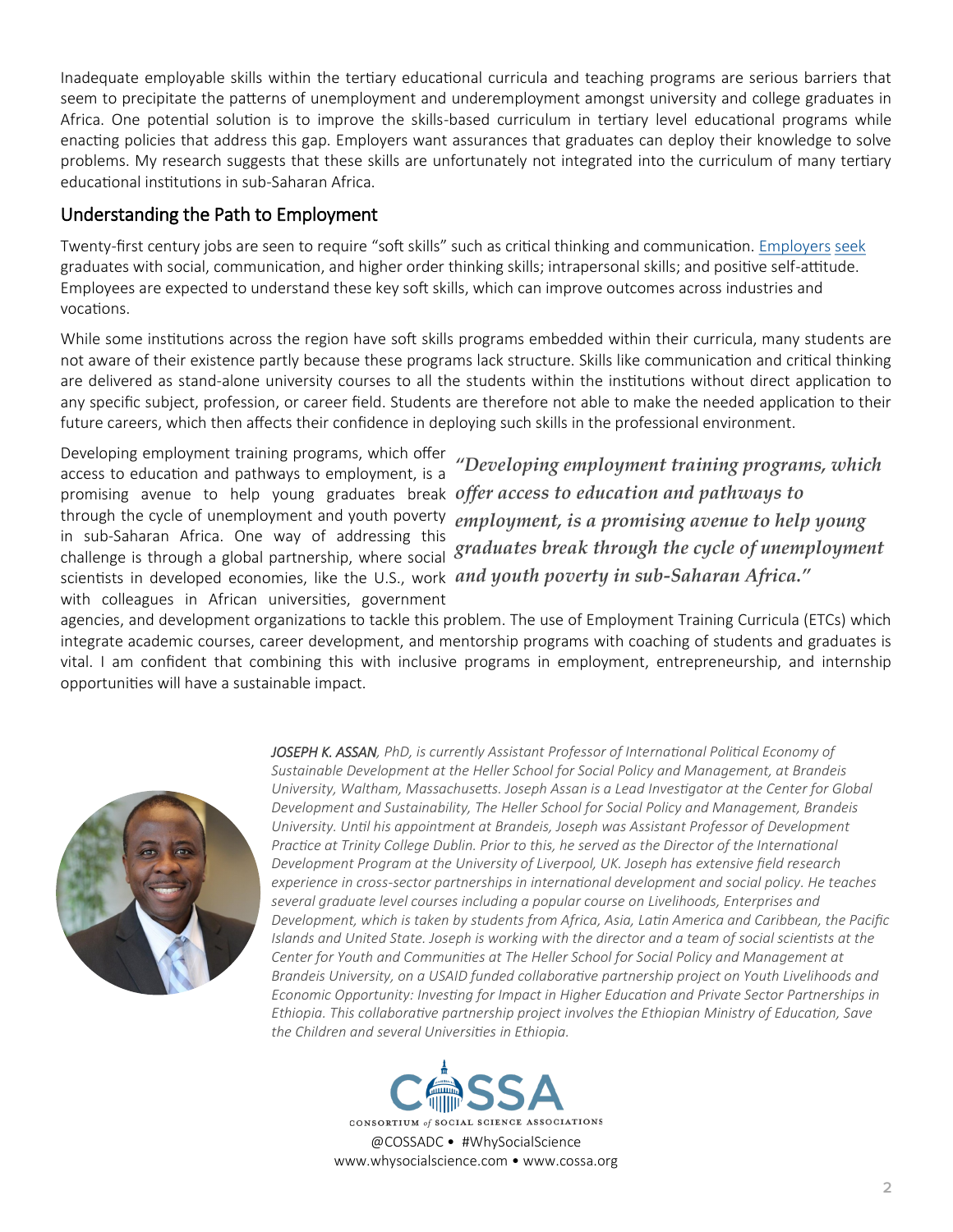Inadequate employable skills within the tertiary educational curricula and teaching programs are serious barriers that seem to precipitate the patterns of unemployment and underemployment amongst university and college graduates in Africa. One potential solution is to improve the skills-based curriculum in tertiary level educational programs while enacting policies that address this gap. Employers want assurances that graduates can deploy their knowledge to solve problems. My research suggests that these skills are unfortunately not integrated into the curriculum of many tertiary educational institutions in sub-Saharan Africa.

## Understanding the Path to Employment

Twenty-first century jobs are seen to require "soft skills" such as critical thinking and communication. Employers seek graduates with social, communication, and higher order thinking skills; intrapersonal skills; and positive self-attitude. Employees are expected to understand these key soft skills, which can improve outcomes across industries and vocations.

While some institutions across the region have soft skills programs embedded within their curricula, many students are not aware of their existence partly because these programs lack structure. Skills like communication and critical thinking are delivered as stand-alone university courses to all the students within the institutions without direct application to any specific subject, profession, or career field. Students are therefore not able to make the needed application to their future careers, which then affects their confidence in deploying such skills in the professional environment.

Developing employment training programs, which offer access to education and pathways to employment, is a promising avenue to help young graduates break through the cycle of unemployment and youth poverty in sub-Saharan Africa. One way of addressing this challenge is through a global partnership, where social scientists in developed economies, like the U.S., work with colleagues in African universities, government agencies, and development organizations to tackle this problem. The use of Employment Training Curricula (ETCs) which integrate academic courses, career development, and mentorship programs with coaching of students and graduates is vital. I am confident that combining this with inclusive programs in employment, entrepreneurship, and internship opportunities will have a sustainable impact.

> ***"Developing employment training programs, which offer access to education and pathways to employment, is a promising avenue to help young graduates break through the cycle of unemployment and youth poverty in sub-Saharan Africa."***

*JOSEPH K. ASSAN, PhD, is currently Assistant Professor of International Political Economy of Sustainable Development at the Heller School for Social Policy and Management, at Brandeis University, Waltham, Massachusetts. Joseph Assan is a Lead Investigator at the Center for Global Development and Sustainability, The Heller School for Social Policy and Management, Brandeis University. Until his appointment at Brandeis, Joseph was Assistant Professor of Development Practice at Trinity College Dublin. Prior to this, he served as the Director of the International Development Program at the University of Liverpool, UK. Joseph has extensive field research experience in cross-sector partnerships in international development and social policy. He teaches several graduate level courses including a popular course on Livelihoods, Enterprises and Development, which is taken by students from Africa, Asia, Latin America and Caribbean, the Pacific Islands and United State. Joseph is working with the director and a team of social scientists at the Center for Youth and Communities at The Heller School for Social Policy and Management at Brandeis University, on a USAID funded collaborative partnership project on Youth Livelihoods and Economic Opportunity: Investing for Impact in Higher Education and Private Sector Partnerships in Ethiopia. This collaborative partnership project involves the Ethiopian Ministry of Education, Save the Children and several Universities in Ethiopia.*

COSSA
CONSORTIUM *of* SOCIAL SCIENCE ASSOCIATIONS

@COSSADC • #WhySocialScience
www.whysocialscience.com • www.cossa.org